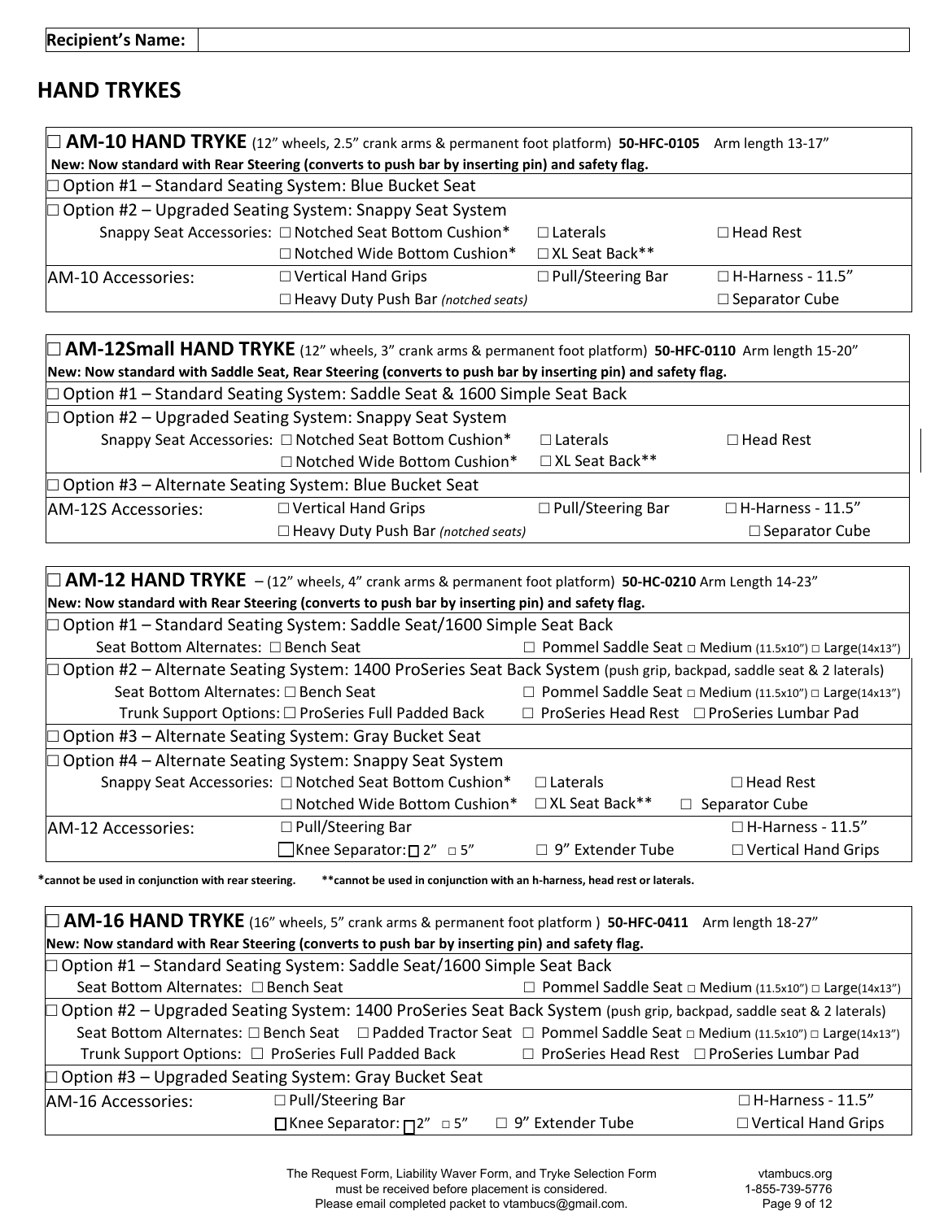| Recipient's Name: | |
|---|---|

## HAND TRYKES

| ☐ **AM-10 HAND TRYKE** (12" wheels, 2.5" crank arms & permanent foot platform) **50-HFC-0105** Arm length 13-17" | | | |
|---|---|---|---|
| **New: Now standard with Rear Steering (converts to push bar by inserting pin) and safety flag.** | | | |
| ☐ Option #1 – Standard Seating System: Blue Bucket Seat | | | |
| ☐ Option #2 – Upgraded Seating System: Snappy Seat System | | | |
| Snappy Seat Accessories: | ☐ Notched Seat Bottom Cushion* | ☐ Laterals | ☐ Head Rest |
| | ☐ Notched Wide Bottom Cushion* | ☐ XL Seat Back** | |
| AM-10 Accessories: | ☐ Vertical Hand Grips | ☐ Pull/Steering Bar | ☐ H-Harness - 11.5" |
| | ☐ Heavy Duty Push Bar *(notched seats)* | | ☐ Separator Cube |

| ☐ **AM-12Small HAND TRYKE** (12" wheels, 3" crank arms & permanent foot platform) **50-HFC-0110** Arm length 15-20" | | | |
|---|---|---|---|
| **New: Now standard with Saddle Seat, Rear Steering (converts to push bar by inserting pin) and safety flag.** | | | |
| ☐ Option #1 – Standard Seating System: Saddle Seat & 1600 Simple Seat Back | | | |
| ☐ Option #2 – Upgraded Seating System: Snappy Seat System | | | |
| Snappy Seat Accessories: | ☐ Notched Seat Bottom Cushion* | ☐ Laterals | ☐ Head Rest |
| | ☐ Notched Wide Bottom Cushion* | ☐ XL Seat Back** | |
| ☐ Option #3 – Alternate Seating System: Blue Bucket Seat | | | |
| AM-12S Accessories: | ☐ Vertical Hand Grips | ☐ Pull/Steering Bar | ☐ H-Harness - 11.5" |
| | ☐ Heavy Duty Push Bar *(notched seats)* | | ☐ Separator Cube |

| ☐ **AM-12 HAND TRYKE** – (12" wheels, 4" crank arms & permanent foot platform) **50-HC-0210** Arm Length 14-23" | | | |
|---|---|---|---|
| **New: Now standard with Rear Steering (converts to push bar by inserting pin) and safety flag.** | | | |
| ☐ Option #1 – Standard Seating System: Saddle Seat/1600 Simple Seat Back | | | |
| Seat Bottom Alternates: ☐ Bench Seat | ☐ Pommel Saddle Seat ☐ Medium (11.5x10") ☐ Large(14x13") | | |
| ☐ Option #2 – Alternate Seating System: 1400 ProSeries Seat Back System (push grip, backpad, saddle seat & 2 laterals) | | | |
| Seat Bottom Alternates: ☐ Bench Seat | ☐ Pommel Saddle Seat ☐ Medium (11.5x10") ☐ Large(14x13") | | |
| Trunk Support Options: ☐ ProSeries Full Padded Back | ☐ ProSeries Head Rest ☐ ProSeries Lumbar Pad | | |
| ☐ Option #3 – Alternate Seating System: Gray Bucket Seat | | | |
| ☐ Option #4 – Alternate Seating System: Snappy Seat System | | | |
| Snappy Seat Accessories: | ☐ Notched Seat Bottom Cushion* | ☐ Laterals | ☐ Head Rest |
| | ☐ Notched Wide Bottom Cushion* | ☐ XL Seat Back** | ☐ Separator Cube |
| AM-12 Accessories: | ☐ Pull/Steering Bar | | ☐ H-Harness - 11.5" |
| | ☐ Knee Separator: ☐ 2" ☐ 5" | ☐ 9" Extender Tube | ☐ Vertical Hand Grips |

*cannot be used in conjunction with rear steering. **cannot be used in conjunction with an h-harness, head rest or laterals.

| ☐ **AM-16 HAND TRYKE** (16" wheels, 5" crank arms & permanent foot platform ) **50-HFC-0411** Arm length 18-27" | | | |
|---|---|---|---|
| **New: Now standard with Rear Steering (converts to push bar by inserting pin) and safety flag.** | | | |
| ☐ Option #1 – Standard Seating System: Saddle Seat/1600 Simple Seat Back | | | |
| Seat Bottom Alternates: ☐ Bench Seat | ☐ Pommel Saddle Seat ☐ Medium (11.5x10") ☐ Large(14x13") | | |
| ☐ Option #2 – Upgraded Seating System: 1400 ProSeries Seat Back System (push grip, backpad, saddle seat & 2 laterals) | | | |
| Seat Bottom Alternates: ☐ Bench Seat ☐ Padded Tractor Seat | ☐ Pommel Saddle Seat ☐ Medium (11.5x10") ☐ Large(14x13") | | |
| Trunk Support Options: ☐ ProSeries Full Padded Back | ☐ ProSeries Head Rest ☐ ProSeries Lumbar Pad | | |
| ☐ Option #3 – Upgraded Seating System: Gray Bucket Seat | | | |
| AM-16 Accessories: | ☐ Pull/Steering Bar | | ☐ H-Harness - 11.5" |
| | ☐ Knee Separator: ☐ 2" ☐ 5" | ☐ 9" Extender Tube | ☐ Vertical Hand Grips |

The Request Form, Liability Waver Form, and Tryke Selection Form must be received before placement is considered. Please email completed packet to vtambucs@gmail.com.

vtambucs.org
1-855-739-5776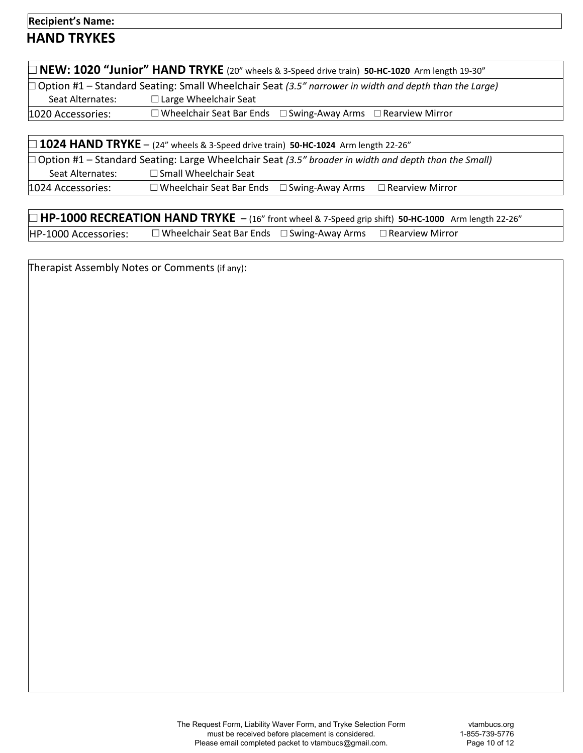| Recipient's Name: |
|---|

## HAND TRYKES

| ☐ **NEW: 1020 "Junior" HAND TRYKE** (20" wheels & 3-Speed drive train) **50-HC-1020** Arm length 19-30" | | | |
|---|---|---|---|
| ☐ Option #1 – Standard Seating: Small Wheelchair Seat *(3.5" narrower in width and depth than the Large)* | | | |
| Seat Alternates: | ☐ Large Wheelchair Seat | | |
| 1020 Accessories: | ☐ Wheelchair Seat Bar Ends | ☐ Swing-Away Arms | ☐ Rearview Mirror |

| ☐ **1024 HAND TRYKE** – (24" wheels & 3-Speed drive train) **50-HC-1024** Arm length 22-26" | | | |
|---|---|---|---|
| ☐ Option #1 – Standard Seating: Large Wheelchair Seat *(3.5" broader in width and depth than the Small)* | | | |
| Seat Alternates: | ☐ Small Wheelchair Seat | | |
| 1024 Accessories: | ☐ Wheelchair Seat Bar Ends | ☐ Swing-Away Arms | ☐ Rearview Mirror |

| ☐ **HP-1000 RECREATION HAND TRYKE** – (16" front wheel & 7-Speed grip shift) **50-HC-1000** Arm length 22-26" | | | |
|---|---|---|---|
| HP-1000 Accessories: | ☐ Wheelchair Seat Bar Ends | ☐ Swing-Away Arms | ☐ Rearview Mirror |

Therapist Assembly Notes or Comments (if any):

The Request Form, Liability Waver Form, and Tryke Selection Form must be received before placement is considered.
Please email completed packet to vtambucs@gmail.com.

vtambucs.org
1-855-739-5776